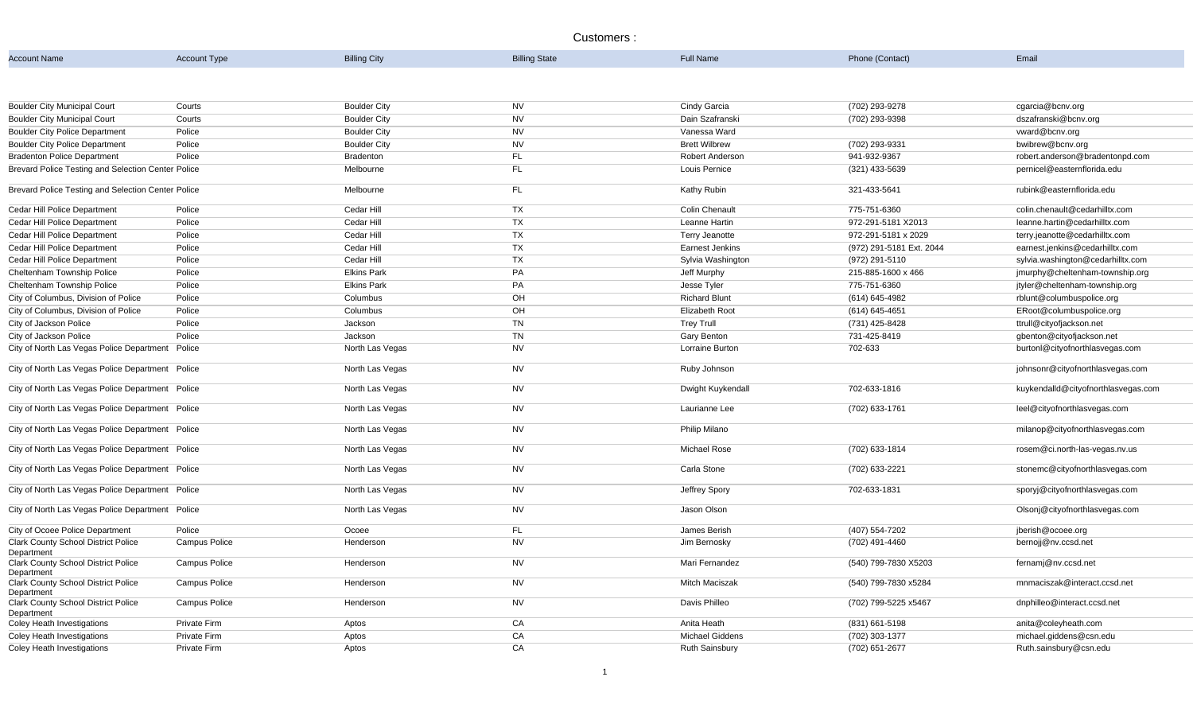# Customers :

| Account Name | Account Type | Billing City | Billing State | Full Name | Phone (Contact) | Email |
|---|---|---|---|---|---|---|
| Boulder City Municipal Court | Courts | Boulder City | NV | Cindy Garcia | (702) 293-9278 | cgarcia@bcnv.org |
| Boulder City Municipal Court | Courts | Boulder City | NV | Dain Szafranski | (702) 293-9398 | dszafranski@bcnv.org |
| Boulder City Police Department | Police | Boulder City | NV | Vanessa Ward | | vward@bcnv.org |
| Boulder City Police Department | Police | Boulder City | NV | Brett Wilbrew | (702) 293-9331 | bwibrew@bcnv.org |
| Bradenton Police Department | Police | Bradenton | FL | Robert Anderson | 941-932-9367 | robert.anderson@bradentonpd.com |
| Brevard Police Testing and Selection Center | Police | Melbourne | FL | Louis Pernice | (321) 433-5639 | pernicel@easternflorida.edu |
| Brevard Police Testing and Selection Center | Police | Melbourne | FL | Kathy Rubin | 321-433-5641 | rubink@easternflorida.edu |
| Cedar Hill Police Department | Police | Cedar Hill | TX | Colin Chenault | 775-751-6360 | colin.chenault@cedarhilltx.com |
| Cedar Hill Police Department | Police | Cedar Hill | TX | Leanne Hartin | 972-291-5181 X2013 | leanne.hartin@cedarhilltx.com |
| Cedar Hill Police Department | Police | Cedar Hill | TX | Terry Jeanotte | 972-291-5181 x 2029 | terry.jeanotte@cedarhilltx.com |
| Cedar Hill Police Department | Police | Cedar Hill | TX | Earnest Jenkins | (972) 291-5181 Ext. 2044 | earnest.jenkins@cedarhilltx.com |
| Cedar Hill Police Department | Police | Cedar Hill | TX | Sylvia Washington | (972) 291-5110 | sylvia.washington@cedarhilltx.com |
| Cheltenham Township Police | Police | Elkins Park | PA | Jeff Murphy | 215-885-1600 x 466 | jmurphy@cheltenham-township.org |
| Cheltenham Township Police | Police | Elkins Park | PA | Jesse Tyler | 775-751-6360 | jtyler@cheltenham-township.org |
| City of Columbus, Division of Police | Police | Columbus | OH | Richard Blunt | (614) 645-4982 | rblunt@columbuspolice.org |
| City of Columbus, Division of Police | Police | Columbus | OH | Elizabeth Root | (614) 645-4651 | ERoot@columbuspolice.org |
| City of Jackson Police | Police | Jackson | TN | Trey Trull | (731) 425-8428 | ttrull@cityofjackson.net |
| City of Jackson Police | Police | Jackson | TN | Gary Benton | 731-425-8419 | gbenton@cityofjackson.net |
| City of North Las Vegas Police Department | Police | North Las Vegas | NV | Lorraine Burton | 702-633 | burtonl@cityofnorthlasvegas.com |
| City of North Las Vegas Police Department | Police | North Las Vegas | NV | Ruby Johnson | | johnsonr@cityofnorthlasvegas.com |
| City of North Las Vegas Police Department | Police | North Las Vegas | NV | Dwight Kuykendall | 702-633-1816 | kuykendalld@cityofnorthlasvegas.com |
| City of North Las Vegas Police Department | Police | North Las Vegas | NV | Laurianne Lee | (702) 633-1761 | leel@cityofnorthlasvegas.com |
| City of North Las Vegas Police Department | Police | North Las Vegas | NV | Philip Milano | | milanop@cityofnorthlasvegas.com |
| City of North Las Vegas Police Department | Police | North Las Vegas | NV | Michael Rose | (702) 633-1814 | rosem@ci.north-las-vegas.nv.us |
| City of North Las Vegas Police Department | Police | North Las Vegas | NV | Carla Stone | (702) 633-2221 | stonemc@cityofnorthlasvegas.com |
| City of North Las Vegas Police Department | Police | North Las Vegas | NV | Jeffrey Spory | 702-633-1831 | sporyj@cityofnorthlasvegas.com |
| City of North Las Vegas Police Department | Police | North Las Vegas | NV | Jason Olson | | Olsonj@cityofnorthlasvegas.com |
| City of Ocoee Police Department | Police | Ocoee | FL | James Berish | (407) 554-7202 | jberish@ocoee.org |
| Clark County School District Police Department | Campus Police | Henderson | NV | Jim Bernosky | (702) 491-4460 | bernojj@nv.ccsd.net |
| Clark County School District Police Department | Campus Police | Henderson | NV | Mari Fernandez | (540) 799-7830 X5203 | fernamj@nv.ccsd.net |
| Clark County School District Police Department | Campus Police | Henderson | NV | Mitch Maciszak | (540) 799-7830 x5284 | mnmaciszak@interact.ccsd.net |
| Clark County School District Police Department | Campus Police | Henderson | NV | Davis Philleo | (702) 799-5225 x5467 | dnphilleo@interact.ccsd.net |
| Coley Heath Investigations | Private Firm | Aptos | CA | Anita Heath | (831) 661-5198 | anita@coleyheath.com |
| Coley Heath Investigations | Private Firm | Aptos | CA | Michael Giddens | (702) 303-1377 | michael.giddens@csn.edu |
| Coley Heath Investigations | Private Firm | Aptos | CA | Ruth Sainsbury | (702) 651-2677 | Ruth.sainsbury@csn.edu |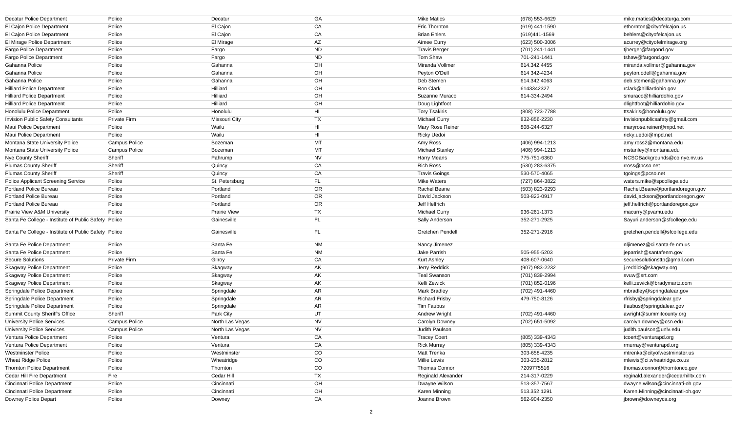| | | | | | | |
|---|---|---|---|---|---|---|
| Decatur Police Department | Police | Decatur | GA | Mike Matics | (678) 553-6629 | mike.matics@decaturga.com |
| El Cajon Police Department | Police | El Cajon | CA | Eric Thornton | (619) 441-1590 | ethornton@cityofelcajon.us |
| El Cajon Police Department | Police | El Cajon | CA | Brian Ehlers | (619)441-1569 | behlers@cityofelcajon.us |
| El Mirage Police Department | Police | El Mirage | AZ | Aimee Curry | (623) 500-3006 | acurrey@cityofelmirage.org |
| Fargo Police Department | Police | Fargo | ND | Travis Berger | (701) 241-1441 | tjberger@fargond.gov |
| Fargo Police Department | Police | Fargo | ND | Tom Shaw | 701-241-1441 | tshaw@fargond.gov |
| Gahanna Police | Police | Gahanna | OH | Miranda Vollmer | 614.342.4455 | miranda.vollmer@gahanna.gov |
| Gahanna Police | Police | Gahanna | OH | Peyton O'Dell | 614 342-4234 | peyton.odell@gahanna.gov |
| Gahanna Police | Police | Gahanna | OH | Deb Stemen | 614.342.4063 | deb.stemen@gahanna.gov |
| Hilliard Police Department | Police | Hilliard | OH | Ron Clark | 6143342327 | rclark@hilliardohio.gov |
| Hilliard Police Department | Police | Hilliard | OH | Suzanne Muraco | 614-334-2494 | smuraco@hilliardohio.gov |
| Hilliard Police Department | Police | Hilliard | OH | Doug Lightfoot | | dlightfoot@hilliardohio.gov |
| Honolulu Police Department | Police | Honolulu | HI | Tory Tsakiris | (808) 723-7788 | ttsakiris@honolulu.gov |
| Invision Public Safety Consultants | Private Firm | Missouri City | TX | Michael Curry | 832-856-2230 | Invisionpublicsafety@gmail.com |
| Maui Police Department | Police | Wailu | HI | Mary Rose Reiner | 808-244-6327 | maryrose.reiner@mpd.net |
| Maui Police Department | Police | Wailu | HI | Ricky Uedoi | | ricky.uedoi@mpd.net |
| Montana State University Police | Campus Police | Bozeman | MT | Amy Ross | (406) 994-1213 | amy.ross2@montana.edu |
| Montana State University Police | Campus Police | Bozeman | MT | Michael Stanley | (406) 994-1213 | mstanley@montana.edu |
| Nye County Sheriff | Sheriff | Pahrump | NV | Harry Means | 775-751-6360 | NCSOBackgrounds@co.nye.nv.us |
| Plumas County Sheriff | Sheriff | Quincy | CA | Rich Ross | (530) 283-6375 | rross@pcso.net |
| Plumas County Sheriff | Sheriff | Quincy | CA | Travis Goings | 530-570-4065 | tgoings@pcso.net |
| Police Applicant Screening Service | Police | St. Petersburg | FL | Mike Waters | (727) 864-3822 | waters.mike@spcollege.edu |
| Portland Police Bureau | Police | Portland | OR | Rachel Beane | (503) 823-9293 | Rachel.Beane@portlandoregon.gov |
| Portland Police Bureau | Police | Portland | OR | David Jackson | 503-823-0917 | david.jackson@portlandoregon.gov |
| Portland Police Bureau | Police | Portland | OR | Jeff Helfrich | | jeff.helfrich@portlandoregon.gov |
| Prairie View A&M University | Police | Prairie View | TX | Michael Curry | 936-261-1373 | macurry@pvamu.edu |
| Santa Fe College - Institute of Public Safety | Police | Gainesville | FL | Sally Anderson | 352-271-2925 | Sayuri.anderson@sfcollege.edu |
| Santa Fe College - Institute of Public Safety | Police | Gainesville | FL | Gretchen Pendell | 352-271-2916 | gretchen.pendell@sfcollege.edu |
| Santa Fe Police Department | Police | Santa Fe | NM | Nancy Jimenez | | nljimenez@ci.santa-fe.nm.us |
| Santa Fe Police Department | Police | Santa Fe | NM | Jake Parrish | 505-955-5203 | jeparrish@santafenm.gov |
| Secure Solutions | Private Firm | Gilroy | CA | Kurt Ashley | 408-607-0640 | securesolutionsttp@gmail.com |
| Skagway Police Department | Police | Skagway | AK | Jerry Reddick | (907) 983-2232 | j.reddick@skagway.org |
| Skagway Police Department | Police | Skagway | AK | Teal Swanson | (701) 839-2994 | svuw@srt.com |
| Skagway Police Department | Police | Skagway | AK | Kelli Zewick | (701) 852-0196 | kelli.zewick@bradymartz.com |
| Springdale Police Department | Police | Springdale | AR | Mark Bradley | (702) 491-4460 | mbradley@springdalear.gov |
| Springdale Police Department | Police | Springdale | AR | Richard Frisby | 479-750-8126 | rfrisby@springdalear.gov |
| Springdale Police Department | Police | Springdale | AR | Tim Faubus | | tfaubus@springdalear.gov |
| Summit County Sheriff's Office | Sheriff | Park City | UT | Andrew Wright | (702) 491-4460 | awright@summitcounty.org |
| University Police Services | Campus Police | North Las Vegas | NV | Carolyn Downey | (702) 651-5092 | carolyn.downey@csn.edu |
| University Police Services | Campus Police | North Las Vegas | NV | Judith Paulson | | judith.paulson@unlv.edu |
| Ventura Police Department | Police | Ventura | CA | Tracey Coert | (805) 339-4343 | tcoert@venturapd.org |
| Ventura Police Department | Police | Ventura | CA | Rick Murray | (805) 339-4343 | rmurray@venturapd.org |
| Westminster Police | Police | Westminster | CO | Matt Trenka | 303-658-4235 | mtrenka@cityofwestminster.us |
| Wheat Ridge Police | Police | Wheatridge | CO | Millie Lewis | 303-235-2812 | mlewis@ci.wheatridge.co.us |
| Thornton Police Department | Police | Thornton | CO | Thomas Connor | 7209775516 | thomas.connor@thorntonco.gov |
| Cedar Hill Fire Department | Fire | Cedar Hill | TX | Reginald Alexander | 214-317-0229 | reginald.alexander@cedarhilltx.com |
| Cincinnati Police Department | Police | Cincinnati | OH | Dwayne Wilson | 513-357-7567 | dwayne.wilson@cincinnati-oh.gov |
| Cincinnati Police Department | Police | Cincinnati | OH | Karen Minning | 513.352.1291 | Karen.Minning@cincinnati-oh.gov |
| Downey Police Depart | Police | Downey | CA | Joanne Brown | 562-904-2350 | jbrown@downeyca.org |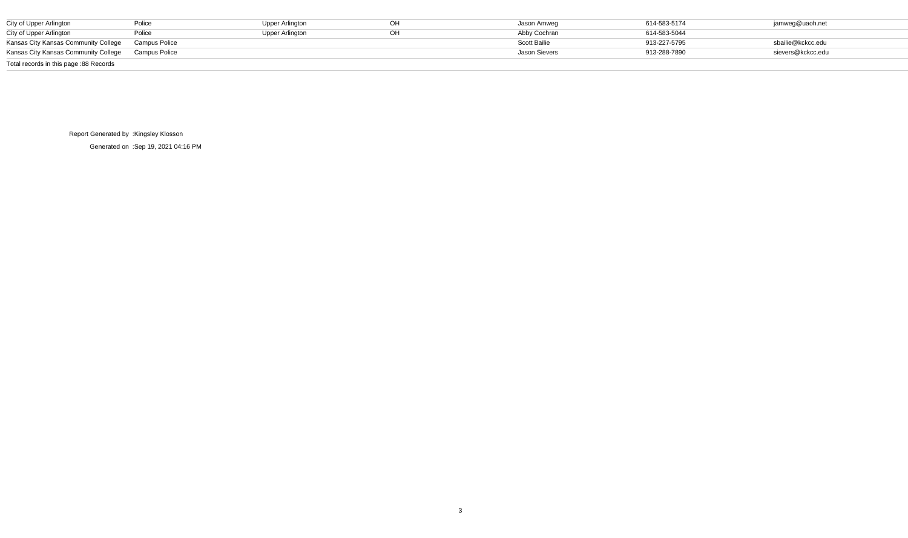| | | | | | | |
|---|---|---|---|---|---|---|
| City of Upper Arlington | Police | Upper Arlington | OH | Jason Amweg | 614-583-5174 | jamweg@uaoh.net |
| City of Upper Arlington | Police | Upper Arlington | OH | Abby Cochran | 614-583-5044 | |
| Kansas City Kansas Community College | Campus Police | | | Scott Bailie | 913-227-5795 | sbailie@kckcc.edu |
| Kansas City Kansas Community College | Campus Police | | | Jason Sievers | 913-288-7890 | sievers@kckcc.edu |

Total records in this page :88 Records

Report Generated by :Kingsley Klosson

Generated on :Sep 19, 2021 04:16 PM